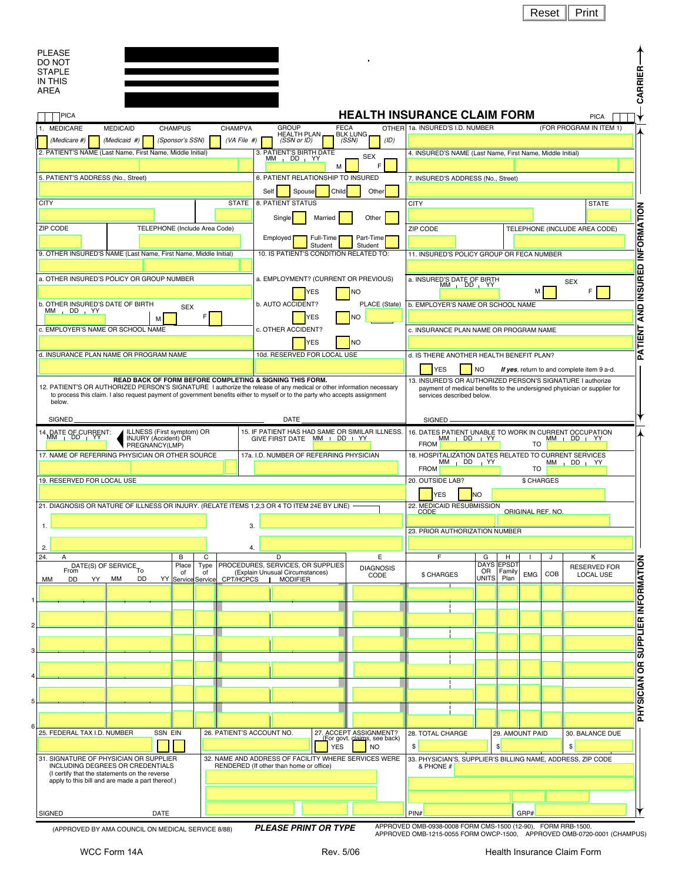PLEASE DO NOT STAPLE IN THIS AREA

CARRIER

PICA

# HEALTH INSURANCE CLAIM FORM

PICA

1. MEDICARE (Medicare #) MEDICAID (Medicaid #) CHAMPUS (Sponsor's SSN) CHAMPVA (VA File #) GROUP HEALTH PLAN (SSN or ID) FECA BLK LUNG (SSN) OTHER (ID)

1a. INSURED'S I.D. NUMBER (FOR PROGRAM IN ITEM 1)

2. PATIENT'S NAME (Last Name, First Name, Middle Initial)

3. PATIENT'S BIRTH DATE MM | DD | YY SEX M F

4. INSURED'S NAME (Last Name, First Name, Middle Initial)

5. PATIENT'S ADDRESS (No., Street)

6. PATIENT RELATIONSHIP TO INSURED Self Spouse Child Other

7. INSURED'S ADDRESS (No., Street)

CITY STATE

8. PATIENT STATUS Single Married Other

CITY STATE

ZIP CODE TELEPHONE (Include Area Code)

Employed Full-Time Student Part-Time Student

ZIP CODE TELEPHONE (INCLUDE AREA CODE)

9. OTHER INSURED'S NAME (Last Name, First Name, Middle Initial)

10. IS PATIENT'S CONDITION RELATED TO:

11. INSURED'S POLICY GROUP OR FECA NUMBER

a. OTHER INSURED'S POLICY OR GROUP NUMBER

a. EMPLOYMENT? (CURRENT OR PREVIOUS) YES NO

a. INSURED'S DATE OF BIRTH MM | DD | YY SEX M F

b. OTHER INSURED'S DATE OF BIRTH MM | DD | YY SEX M F

b. AUTO ACCIDENT? YES NO PLACE (State)

b. EMPLOYER'S NAME OR SCHOOL NAME

c. EMPLOYER'S NAME OR SCHOOL NAME

c. OTHER ACCIDENT? YES NO

c. INSURANCE PLAN NAME OR PROGRAM NAME

d. INSURANCE PLAN NAME OR PROGRAM NAME

10d. RESERVED FOR LOCAL USE

d. IS THERE ANOTHER HEALTH BENEFIT PLAN? YES NO ***If yes**, return to and complete item 9 a-d.*

**READ BACK OF FORM BEFORE COMPLETING & SIGNING THIS FORM.**

12. PATIENT'S OR AUTHORIZED PERSON'S SIGNATURE I authorize the release of any medical or other information necessary to process this claim. I also request payment of government benefits either to myself or to the party who accepts assignment below.

SIGNED DATE

13. INSURED'S OR AUTHORIZED PERSON'S SIGNATURE I authorize payment of medical benefits to the undersigned physician or supplier for services described below.

SIGNED

PATIENT AND INSURED INFORMATION

14. DATE OF CURRENT: MM | DD | YY ILLNESS (First symptom) OR INJURY (Accident) OR PREGNANCY(LMP)

15. IF PATIENT HAS HAD SAME OR SIMILAR ILLNESS. GIVE FIRST DATE MM | DD | YY

16. DATES PATIENT UNABLE TO WORK IN CURRENT OCCUPATION FROM MM | DD | YY TO MM | DD | YY

17. NAME OF REFERRING PHYSICIAN OR OTHER SOURCE

17a. I.D. NUMBER OF REFERRING PHYSICIAN

18. HOSPITALIZATION DATES RELATED TO CURRENT SERVICES FROM MM | DD | YY TO MM | DD | YY

19. RESERVED FOR LOCAL USE

20. OUTSIDE LAB? YES NO $ CHARGES

21. DIAGNOSIS OR NATURE OF ILLNESS OR INJURY. (RELATE ITEMS 1,2,3 OR 4 TO ITEM 24E BY LINE)

1. 
2. 
3. 
4. 

22. MEDICAID RESUBMISSION CODE ORIGINAL REF. NO.

23. PRIOR AUTHORIZATION NUMBER

| 24. A DATE(S) OF SERVICE From MM DD YY To MM DD YY | B Place of Service | C Type of Service | D PROCEDURES, SERVICES, OR SUPPLIES (Explain Unusual Circumstances) CPT/HCPCS \| MODIFIER | E DIAGNOSIS CODE | F $ CHARGES | G DAYS OR UNITS | H EPSDT Family Plan | I EMG | J COB | K RESERVED FOR LOCAL USE |
|---|---|---|---|---|---|---|---|---|---|---|
| 1 | | | | | | | | | | |
| 2 | | | | | | | | | | |
| 3 | | | | | | | | | | |
| 4 | | | | | | | | | | |
| 5 | | | | | | | | | | |
| 6 | | | | | | | | | | |

25. FEDERAL TAX I.D. NUMBER SSN EIN

26. PATIENT'S ACCOUNT NO.

27. ACCEPT ASSIGNMENT? (For govt. claims, see back) YES NO

28. TOTAL CHARGE $

29. AMOUNT PAID $

30. BALANCE DUE $

31. SIGNATURE OF PHYSICIAN OR SUPPLIER INCLUDING DEGREES OR CREDENTIALS (I certify that the statements on the reverse apply to this bill and are made a part thereof.)

SIGNED DATE

32. NAME AND ADDRESS OF FACILITY WHERE SERVICES WERE RENDERED (If other than home or office)

33. PHYSICIAN'S, SUPPLIER'S BILLING NAME, ADDRESS, ZIP CODE & PHONE #

PIN# GRP#

PHYSICIAN OR SUPPLIER INFORMATION

(APPROVED BY AMA COUNCIL ON MEDICAL SERVICE 8/88) ***PLEASE PRINT OR TYPE*** APPROVED OMB-0938-0008 FORM CMS-1500 (12-90), FORM RRB-1500, APPROVED OMB-1215-0055 FORM OWCP-1500, APPROVED OMB-0720-0001 (CHAMPUS)

WCC Form 14A Rev. 5/06 Health Insurance Claim Form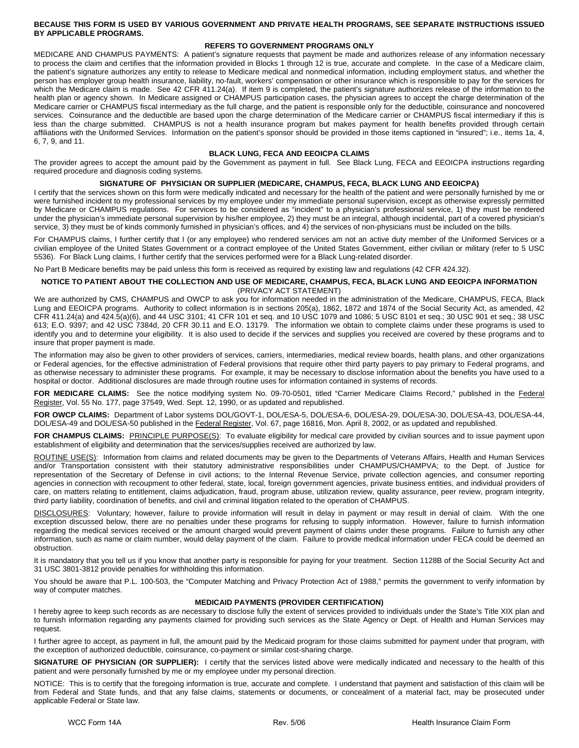**BECAUSE THIS FORM IS USED BY VARIOUS GOVERNMENT AND PRIVATE HEALTH PROGRAMS, SEE SEPARATE INSTRUCTIONS ISSUED BY APPLICABLE PROGRAMS.**

### REFERS TO GOVERNMENT PROGRAMS ONLY

MEDICARE AND CHAMPUS PAYMENTS: A patient's signature requests that payment be made and authorizes release of any information necessary to process the claim and certifies that the information provided in Blocks 1 through 12 is true, accurate and complete. In the case of a Medicare claim, the patient's signature authorizes any entity to release to Medicare medical and nonmedical information, including employment status, and whether the person has employer group health insurance, liability, no-fault, workers' compensation or other insurance which is responsible to pay for the services for which the Medicare claim is made. See 42 CFR 411.24(a). If item 9 is completed, the patient's signature authorizes release of the information to the health plan or agency shown. In Medicare assigned or CHAMPUS participation cases, the physician agrees to accept the charge determination of the Medicare carrier or CHAMPUS fiscal intermediary as the full charge, and the patient is responsible only for the deductible, coinsurance and noncovered services. Coinsurance and the deductible are based upon the charge determination of the Medicare carrier or CHAMPUS fiscal intermediary if this is less than the charge submitted. CHAMPUS is not a health insurance program but makes payment for health benefits provided through certain affiliations with the Uniformed Services. Information on the patient's sponsor should be provided in those items captioned in "insured"; i.e., items 1a, 4, 6, 7, 9, and 11.

### BLACK LUNG, FECA AND EEOICPA CLAIMS

The provider agrees to accept the amount paid by the Government as payment in full. See Black Lung, FECA and EEOICPA instructions regarding required procedure and diagnosis coding systems.

### SIGNATURE OF PHYSICIAN OR SUPPLIER (MEDICARE, CHAMPUS, FECA, BLACK LUNG AND EEOICPA)

I certify that the services shown on this form were medically indicated and necessary for the health of the patient and were personally furnished by me or were furnished incident to my professional services by my employee under my immediate personal supervision, except as otherwise expressly permitted by Medicare or CHAMPUS regulations. For services to be considered as "incident" to a physician's professional service, 1) they must be rendered under the physician's immediate personal supervision by his/her employee, 2) they must be an integral, although incidental, part of a covered physician's service, 3) they must be of kinds commonly furnished in physician's offices, and 4) the services of non-physicians must be included on the bills.

For CHAMPUS claims, I further certify that I (or any employee) who rendered services am not an active duty member of the Uniformed Services or a civilian employee of the United States Government or a contract employee of the United States Government, either civilian or military (refer to 5 USC 5536). For Black Lung claims, I further certify that the services performed were for a Black Lung-related disorder.

No Part B Medicare benefits may be paid unless this form is received as required by existing law and regulations (42 CFR 424.32).

### NOTICE TO PATIENT ABOUT THE COLLECTION AND USE OF MEDICARE, CHAMPUS, FECA, BLACK LUNG AND EEOICPA INFORMATION

(PRIVACY ACT STATEMENT)

We are authorized by CMS, CHAMPUS and OWCP to ask you for information needed in the administration of the Medicare, CHAMPUS, FECA, Black Lung and EEOICPA programs. Authority to collect information is in sections 205(a), 1862, 1872 and 1874 of the Social Security Act, as amended, 42 CFR 411.24(a) and 424.5(a)(6), and 44 USC 3101; 41 CFR 101 et seq. and 10 USC 1079 and 1086; 5 USC 8101 et seq.; 30 USC 901 et seq.; 38 USC 613; E.O. 9397; and 42 USC 7384d, 20 CFR 30.11 and E.O. 13179. The information we obtain to complete claims under these programs is used to identify you and to determine your eligibility. It is also used to decide if the services and supplies you received are covered by these programs and to insure that proper payment is made.

The information may also be given to other providers of services, carriers, intermediaries, medical review boards, health plans, and other organizations or Federal agencies, for the effective administration of Federal provisions that require other third party payers to pay primary to Federal programs, and as otherwise necessary to administer these programs. For example, it may be necessary to disclose information about the benefits you have used to a hospital or doctor. Additional disclosures are made through routine uses for information contained in systems of records.

**FOR MEDICARE CLAIMS:** See the notice modifying system No. 09-70-0501, titled "Carrier Medicare Claims Record," published in the Federal Register, Vol. 55 No. 177, page 37549, Wed. Sept. 12, 1990, or as updated and republished.

**FOR OWCP CLAIMS:** Department of Labor systems DOL/GOVT-1, DOL/ESA-5, DOL/ESA-6, DOL/ESA-29, DOL/ESA-30, DOL/ESA-43, DOL/ESA-44, DOL/ESA-49 and DOL/ESA-50 published in the Federal Register, Vol. 67, page 16816, Mon. April 8, 2002, or as updated and republished.

**FOR CHAMPUS CLAIMS:** PRINCIPLE PURPOSE(S): To evaluate eligibility for medical care provided by civilian sources and to issue payment upon establishment of eligibility and determination that the services/supplies received are authorized by law.

ROUTINE USE(S): Information from claims and related documents may be given to the Departments of Veterans Affairs, Health and Human Services and/or Transportation consistent with their statutory administrative responsibilities under CHAMPUS/CHAMPVA; to the Dept. of Justice for representation of the Secretary of Defense in civil actions; to the Internal Revenue Service, private collection agencies, and consumer reporting agencies in connection with recoupment to other federal, state, local, foreign government agencies, private business entities, and individual providers of care, on matters relating to entitlement, claims adjudication, fraud, program abuse, utilization review, quality assurance, peer review, program integrity, third party liability, coordination of benefits, and civil and criminal litigation related to the operation of CHAMPUS.

DISCLOSURES: Voluntary; however, failure to provide information will result in delay in payment or may result in denial of claim. With the one exception discussed below, there are no penalties under these programs for refusing to supply information. However, failure to furnish information regarding the medical services received or the amount charged would prevent payment of claims under these programs. Failure to furnish any other information, such as name or claim number, would delay payment of the claim. Failure to provide medical information under FECA could be deemed an obstruction.

It is mandatory that you tell us if you know that another party is responsible for paying for your treatment. Section 1128B of the Social Security Act and 31 USC 3801-3812 provide penalties for withholding this information.

You should be aware that P.L. 100-503, the "Computer Matching and Privacy Protection Act of 1988," permits the government to verify information by way of computer matches.

### MEDICAID PAYMENTS (PROVIDER CERTIFICATION)

I hereby agree to keep such records as are necessary to disclose fully the extent of services provided to individuals under the State's Title XIX plan and to furnish information regarding any payments claimed for providing such services as the State Agency or Dept. of Health and Human Services may request.

I further agree to accept, as payment in full, the amount paid by the Medicaid program for those claims submitted for payment under that program, with the exception of authorized deductible, coinsurance, co-payment or similar cost-sharing charge.

**SIGNATURE OF PHYSICIAN (OR SUPPLIER):** I certify that the services listed above were medically indicated and necessary to the health of this patient and were personally furnished by me or my employee under my personal direction.

NOTICE: This is to certify that the foregoing information is true, accurate and complete. I understand that payment and satisfaction of this claim will be from Federal and State funds, and that any false claims, statements or documents, or concealment of a material fact, may be prosecuted under applicable Federal or State law.

WCC Form 14A Rev. 5/06 Health Insurance Claim Form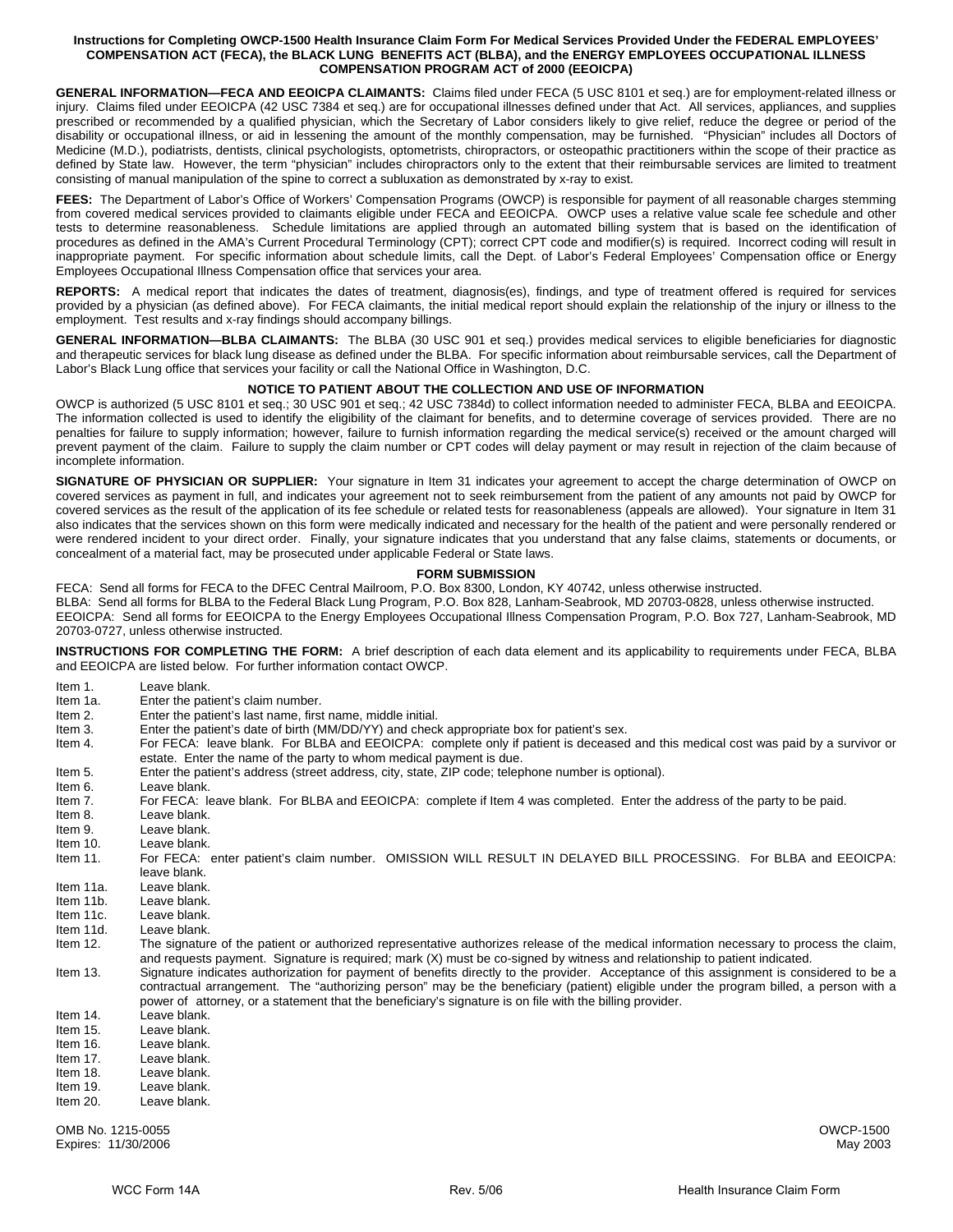**Instructions for Completing OWCP-1500 Health Insurance Claim Form For Medical Services Provided Under the FEDERAL EMPLOYEES' COMPENSATION ACT (FECA), the BLACK LUNG BENEFITS ACT (BLBA), and the ENERGY EMPLOYEES OCCUPATIONAL ILLNESS COMPENSATION PROGRAM ACT of 2000 (EEOICPA)**

**GENERAL INFORMATION—FECA AND EEOICPA CLAIMANTS:** Claims filed under FECA (5 USC 8101 et seq.) are for employment-related illness or injury. Claims filed under EEOICPA (42 USC 7384 et seq.) are for occupational illnesses defined under that Act. All services, appliances, and supplies prescribed or recommended by a qualified physician, which the Secretary of Labor considers likely to give relief, reduce the degree or period of the disability or occupational illness, or aid in lessening the amount of the monthly compensation, may be furnished. "Physician" includes all Doctors of Medicine (M.D.), podiatrists, dentists, clinical psychologists, optometrists, chiropractors, or osteopathic practitioners within the scope of their practice as defined by State law. However, the term "physician" includes chiropractors only to the extent that their reimbursable services are limited to treatment consisting of manual manipulation of the spine to correct a subluxation as demonstrated by x-ray to exist.

**FEES:** The Department of Labor's Office of Workers' Compensation Programs (OWCP) is responsible for payment of all reasonable charges stemming from covered medical services provided to claimants eligible under FECA and EEOICPA. OWCP uses a relative value scale fee schedule and other tests to determine reasonableness. Schedule limitations are applied through an automated billing system that is based on the identification of procedures as defined in the AMA's Current Procedural Terminology (CPT); correct CPT code and modifier(s) is required. Incorrect coding will result in inappropriate payment. For specific information about schedule limits, call the Dept. of Labor's Federal Employees' Compensation office or Energy Employees Occupational Illness Compensation office that services your area.

**REPORTS:** A medical report that indicates the dates of treatment, diagnosis(es), findings, and type of treatment offered is required for services provided by a physician (as defined above). For FECA claimants, the initial medical report should explain the relationship of the injury or illness to the employment. Test results and x-ray findings should accompany billings.

**GENERAL INFORMATION—BLBA CLAIMANTS:** The BLBA (30 USC 901 et seq.) provides medical services to eligible beneficiaries for diagnostic and therapeutic services for black lung disease as defined under the BLBA. For specific information about reimbursable services, call the Department of Labor's Black Lung office that services your facility or call the National Office in Washington, D.C.

**NOTICE TO PATIENT ABOUT THE COLLECTION AND USE OF INFORMATION**

OWCP is authorized (5 USC 8101 et seq.; 30 USC 901 et seq.; 42 USC 7384d) to collect information needed to administer FECA, BLBA and EEOICPA. The information collected is used to identify the eligibility of the claimant for benefits, and to determine coverage of services provided. There are no penalties for failure to supply information; however, failure to furnish information regarding the medical service(s) received or the amount charged will prevent payment of the claim. Failure to supply the claim number or CPT codes will delay payment or may result in rejection of the claim because of incomplete information.

**SIGNATURE OF PHYSICIAN OR SUPPLIER:** Your signature in Item 31 indicates your agreement to accept the charge determination of OWCP on covered services as payment in full, and indicates your agreement not to seek reimbursement from the patient of any amounts not paid by OWCP for covered services as the result of the application of its fee schedule or related tests for reasonableness (appeals are allowed). Your signature in Item 31 also indicates that the services shown on this form were medically indicated and necessary for the health of the patient and were personally rendered or were rendered incident to your direct order. Finally, your signature indicates that you understand that any false claims, statements or documents, or concealment of a material fact, may be prosecuted under applicable Federal or State laws.

**FORM SUBMISSION**

FECA: Send all forms for FECA to the DFEC Central Mailroom, P.O. Box 8300, London, KY 40742, unless otherwise instructed.
BLBA: Send all forms for BLBA to the Federal Black Lung Program, P.O. Box 828, Lanham-Seabrook, MD 20703-0828, unless otherwise instructed.
EEOICPA: Send all forms for EEOICPA to the Energy Employees Occupational Illness Compensation Program, P.O. Box 727, Lanham-Seabrook, MD 20703-0727, unless otherwise instructed.

**INSTRUCTIONS FOR COMPLETING THE FORM:** A brief description of each data element and its applicability to requirements under FECA, BLBA and EEOICPA are listed below. For further information contact OWCP.

- Item 1. Leave blank.
- Item 1a. Enter the patient's claim number.
- Item 2. Enter the patient's last name, first name, middle initial.
- Item 3. Enter the patient's date of birth (MM/DD/YY) and check appropriate box for patient's sex.
- Item 4. For FECA: leave blank. For BLBA and EEOICPA: complete only if patient is deceased and this medical cost was paid by a survivor or estate. Enter the name of the party to whom medical payment is due.
- Item 5. Enter the patient's address (street address, city, state, ZIP code; telephone number is optional).
- Item 6. Leave blank.
- Item 7. For FECA: leave blank. For BLBA and EEOICPA: complete if Item 4 was completed. Enter the address of the party to be paid.
- Item 8. Leave blank.
- Item 9. Leave blank.
- Item 10. Leave blank.
- Item 11. For FECA: enter patient's claim number. OMISSION WILL RESULT IN DELAYED BILL PROCESSING. For BLBA and EEOICPA: leave blank.
- Item 11a. Leave blank.
- Item 11b. Leave blank.
- Item 11c. Leave blank.
- Item 11d. Leave blank.
- Item 12. The signature of the patient or authorized representative authorizes release of the medical information necessary to process the claim, and requests payment. Signature is required; mark (X) must be co-signed by witness and relationship to patient indicated.
- Item 13. Signature indicates authorization for payment of benefits directly to the provider. Acceptance of this assignment is considered to be a contractual arrangement. The "authorizing person" may be the beneficiary (patient) eligible under the program billed, a person with a power of attorney, or a statement that the beneficiary's signature is on file with the billing provider.
- Item 14. Leave blank.
- Item 15. Leave blank.
- Item 16. Leave blank.
- Item 17. Leave blank.
- Item 18. Leave blank.
- Item 19. Leave blank.
- Item 20. Leave blank.

OMB No. 1215-0055
Expires: 11/30/2006

OWCP-1500
May 2003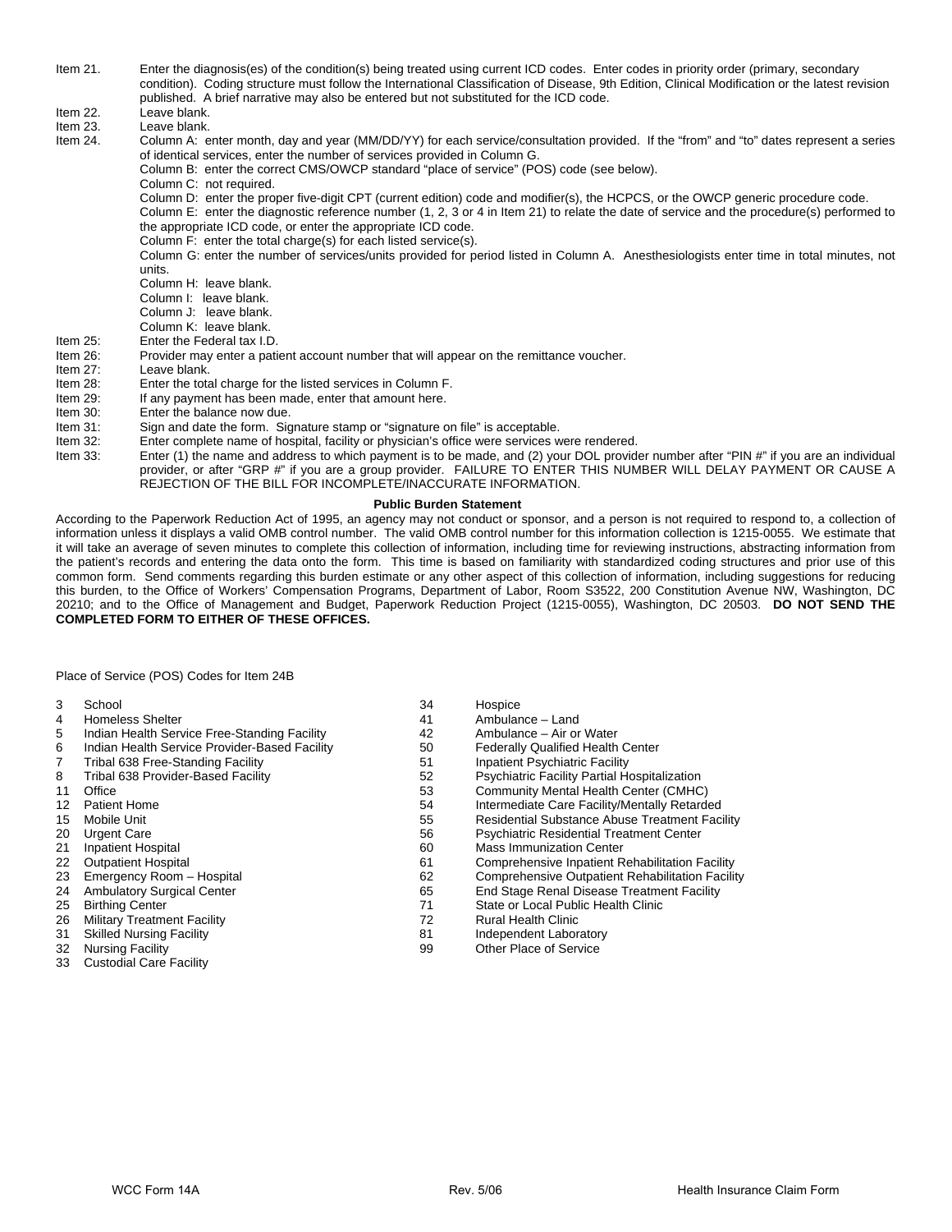Item 21. Enter the diagnosis(es) of the condition(s) being treated using current ICD codes. Enter codes in priority order (primary, secondary condition). Coding structure must follow the International Classification of Disease, 9th Edition, Clinical Modification or the latest revision published. A brief narrative may also be entered but not substituted for the ICD code.

Item 22. Leave blank.

Item 23. Leave blank.

Item 24. Column A: enter month, day and year (MM/DD/YY) for each service/consultation provided. If the "from" and "to" dates represent a series of identical services, enter the number of services provided in Column G.

Column B: enter the correct CMS/OWCP standard "place of service" (POS) code (see below).

Column C: not required.

Column D: enter the proper five-digit CPT (current edition) code and modifier(s), the HCPCS, or the OWCP generic procedure code.

Column E: enter the diagnostic reference number (1, 2, 3 or 4 in Item 21) to relate the date of service and the procedure(s) performed to the appropriate ICD code, or enter the appropriate ICD code.

Column F: enter the total charge(s) for each listed service(s).

Column G: enter the number of services/units provided for period listed in Column A. Anesthesiologists enter time in total minutes, not units.

Column H: leave blank.

Column I: leave blank.

Column J: leave blank.

Column K: leave blank.

Item 25: Enter the Federal tax I.D.

Item 26: Provider may enter a patient account number that will appear on the remittance voucher.

Item 27: Leave blank.

Item 28: Enter the total charge for the listed services in Column F.

Item 29: If any payment has been made, enter that amount here.

Item 30: Enter the balance now due.

Item 31: Sign and date the form. Signature stamp or "signature on file" is acceptable.

Item 32: Enter complete name of hospital, facility or physician's office were services were rendered.

Item 33: Enter (1) the name and address to which payment is to be made, and (2) your DOL provider number after "PIN #" if you are an individual provider, or after "GRP #" if you are a group provider. FAILURE TO ENTER THIS NUMBER WILL DELAY PAYMENT OR CAUSE A REJECTION OF THE BILL FOR INCOMPLETE/INACCURATE INFORMATION.

**Public Burden Statement**

According to the Paperwork Reduction Act of 1995, an agency may not conduct or sponsor, and a person is not required to respond to, a collection of information unless it displays a valid OMB control number. The valid OMB control number for this information collection is 1215-0055. We estimate that it will take an average of seven minutes to complete this collection of information, including time for reviewing instructions, abstracting information from the patient's records and entering the data onto the form. This time is based on familiarity with standardized coding structures and prior use of this common form. Send comments regarding this burden estimate or any other aspect of this collection of information, including suggestions for reducing this burden, to the Office of Workers' Compensation Programs, Department of Labor, Room S3522, 200 Constitution Avenue NW, Washington, DC 20210; and to the Office of Management and Budget, Paperwork Reduction Project (1215-0055), Washington, DC 20503. **DO NOT SEND THE COMPLETED FORM TO EITHER OF THESE OFFICES.**

Place of Service (POS) Codes for Item 24B

| | |
|---|---|
| 3 | School |
| 4 | Homeless Shelter |
| 5 | Indian Health Service Free-Standing Facility |
| 6 | Indian Health Service Provider-Based Facility |
| 7 | Tribal 638 Free-Standing Facility |
| 8 | Tribal 638 Provider-Based Facility |
| 11 | Office |
| 12 | Patient Home |
| 15 | Mobile Unit |
| 20 | Urgent Care |
| 21 | Inpatient Hospital |
| 22 | Outpatient Hospital |
| 23 | Emergency Room – Hospital |
| 24 | Ambulatory Surgical Center |
| 25 | Birthing Center |
| 26 | Military Treatment Facility |
| 31 | Skilled Nursing Facility |
| 32 | Nursing Facility |
| 33 | Custodial Care Facility |
| 34 | Hospice |
| 41 | Ambulance – Land |
| 42 | Ambulance – Air or Water |
| 50 | Federally Qualified Health Center |
| 51 | Inpatient Psychiatric Facility |
| 52 | Psychiatric Facility Partial Hospitalization |
| 53 | Community Mental Health Center (CMHC) |
| 54 | Intermediate Care Facility/Mentally Retarded |
| 55 | Residential Substance Abuse Treatment Facility |
| 56 | Psychiatric Residential Treatment Center |
| 60 | Mass Immunization Center |
| 61 | Comprehensive Inpatient Rehabilitation Facility |
| 62 | Comprehensive Outpatient Rehabilitation Facility |
| 65 | End Stage Renal Disease Treatment Facility |
| 71 | State or Local Public Health Clinic |
| 72 | Rural Health Clinic |
| 81 | Independent Laboratory |
| 99 | Other Place of Service |

WCC Form 14A Rev. 5/06 Health Insurance Claim Form